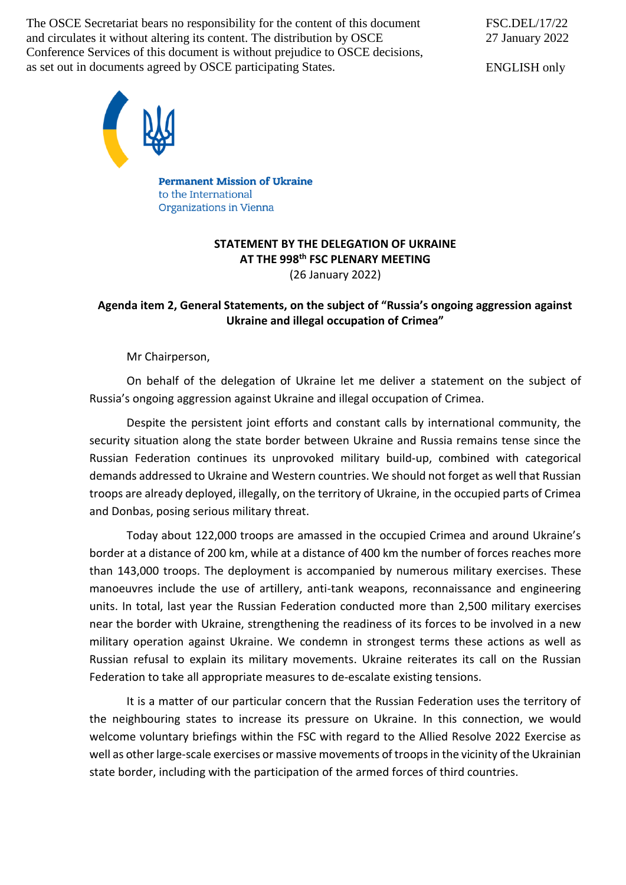The OSCE Secretariat bears no responsibility for the content of this document and circulates it without altering its content. The distribution by OSCE Conference Services of this document is without prejudice to OSCE decisions, as set out in documents agreed by OSCE participating States.

FSC.DEL/17/22
27 January 2022

ENGLISH only

**Permanent Mission of Ukraine**
to the International
Organizations in Vienna

**STATEMENT BY THE DELEGATION OF UKRAINE**
**AT THE 998th FSC PLENARY MEETING**
(26 January 2022)

**Agenda item 2, General Statements, on the subject of "Russia's ongoing aggression against Ukraine and illegal occupation of Crimea"**

Mr Chairperson,

On behalf of the delegation of Ukraine let me deliver a statement on the subject of Russia's ongoing aggression against Ukraine and illegal occupation of Crimea.

Despite the persistent joint efforts and constant calls by international community, the security situation along the state border between Ukraine and Russia remains tense since the Russian Federation continues its unprovoked military build-up, combined with categorical demands addressed to Ukraine and Western countries. We should not forget as well that Russian troops are already deployed, illegally, on the territory of Ukraine, in the occupied parts of Crimea and Donbas, posing serious military threat.

Today about 122,000 troops are amassed in the occupied Crimea and around Ukraine's border at a distance of 200 km, while at a distance of 400 km the number of forces reaches more than 143,000 troops. The deployment is accompanied by numerous military exercises. These manoeuvres include the use of artillery, anti-tank weapons, reconnaissance and engineering units. In total, last year the Russian Federation conducted more than 2,500 military exercises near the border with Ukraine, strengthening the readiness of its forces to be involved in a new military operation against Ukraine. We condemn in strongest terms these actions as well as Russian refusal to explain its military movements. Ukraine reiterates its call on the Russian Federation to take all appropriate measures to de-escalate existing tensions.

It is a matter of our particular concern that the Russian Federation uses the territory of the neighbouring states to increase its pressure on Ukraine. In this connection, we would welcome voluntary briefings within the FSC with regard to the Allied Resolve 2022 Exercise as well as other large-scale exercises or massive movements of troops in the vicinity of the Ukrainian state border, including with the participation of the armed forces of third countries.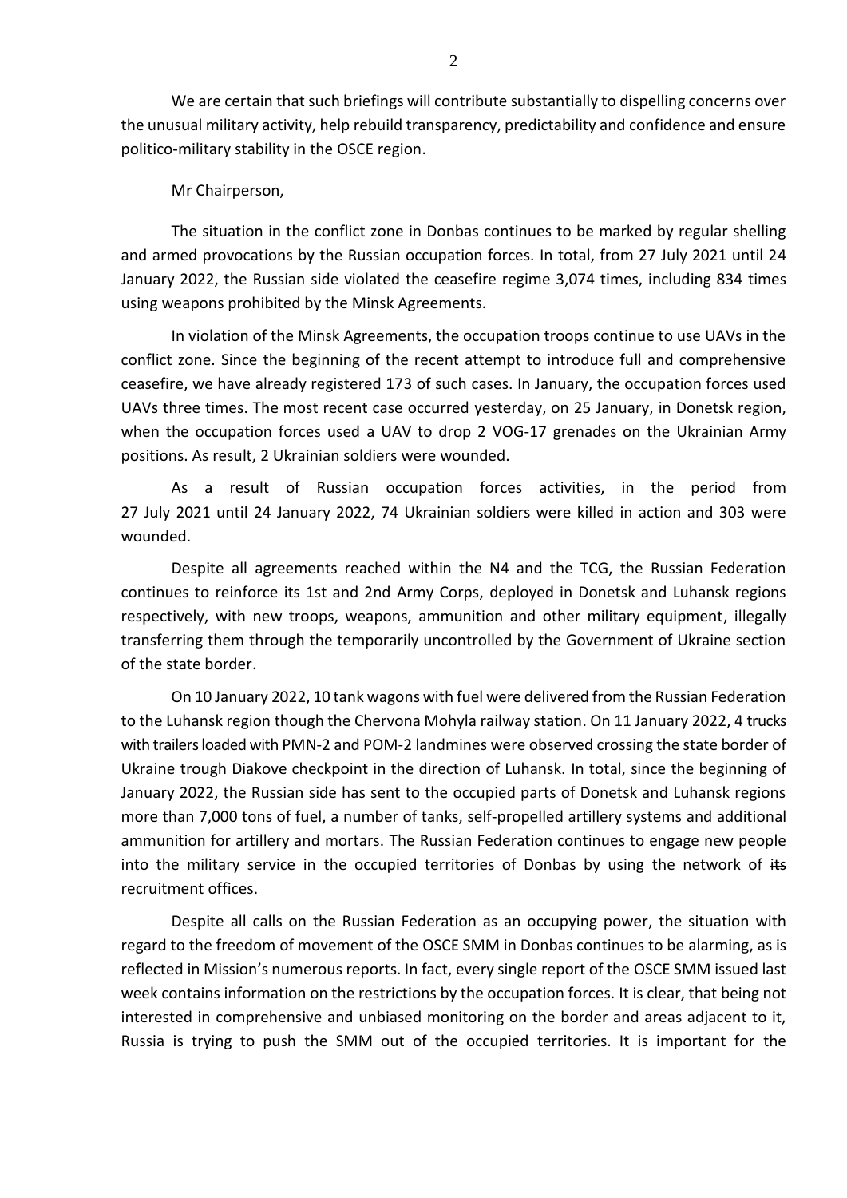We are certain that such briefings will contribute substantially to dispelling concerns over the unusual military activity, help rebuild transparency, predictability and confidence and ensure politico-military stability in the OSCE region.

Mr Chairperson,

The situation in the conflict zone in Donbas continues to be marked by regular shelling and armed provocations by the Russian occupation forces. In total, from 27 July 2021 until 24 January 2022, the Russian side violated the ceasefire regime 3,074 times, including 834 times using weapons prohibited by the Minsk Agreements.

In violation of the Minsk Agreements, the occupation troops continue to use UAVs in the conflict zone. Since the beginning of the recent attempt to introduce full and comprehensive ceasefire, we have already registered 173 of such cases. In January, the occupation forces used UAVs three times. The most recent case occurred yesterday, on 25 January, in Donetsk region, when the occupation forces used a UAV to drop 2 VOG-17 grenades on the Ukrainian Army positions. As result, 2 Ukrainian soldiers were wounded.

As a result of Russian occupation forces activities, in the period from 27 July 2021 until 24 January 2022, 74 Ukrainian soldiers were killed in action and 303 were wounded.

Despite all agreements reached within the N4 and the TCG, the Russian Federation continues to reinforce its 1st and 2nd Army Corps, deployed in Donetsk and Luhansk regions respectively, with new troops, weapons, ammunition and other military equipment, illegally transferring them through the temporarily uncontrolled by the Government of Ukraine section of the state border.

On 10 January 2022, 10 tank wagons with fuel were delivered from the Russian Federation to the Luhansk region though the Chervona Mohyla railway station. On 11 January 2022, 4 trucks with trailers loaded with PMN-2 and POM-2 landmines were observed crossing the state border of Ukraine trough Diakove checkpoint in the direction of Luhansk. In total, since the beginning of January 2022, the Russian side has sent to the occupied parts of Donetsk and Luhansk regions more than 7,000 tons of fuel, a number of tanks, self-propelled artillery systems and additional ammunition for artillery and mortars. The Russian Federation continues to engage new people into the military service in the occupied territories of Donbas by using the network of ~~its~~ recruitment offices.

Despite all calls on the Russian Federation as an occupying power, the situation with regard to the freedom of movement of the OSCE SMM in Donbas continues to be alarming, as is reflected in Mission's numerous reports. In fact, every single report of the OSCE SMM issued last week contains information on the restrictions by the occupation forces. It is clear, that being not interested in comprehensive and unbiased monitoring on the border and areas adjacent to it, Russia is trying to push the SMM out of the occupied territories. It is important for the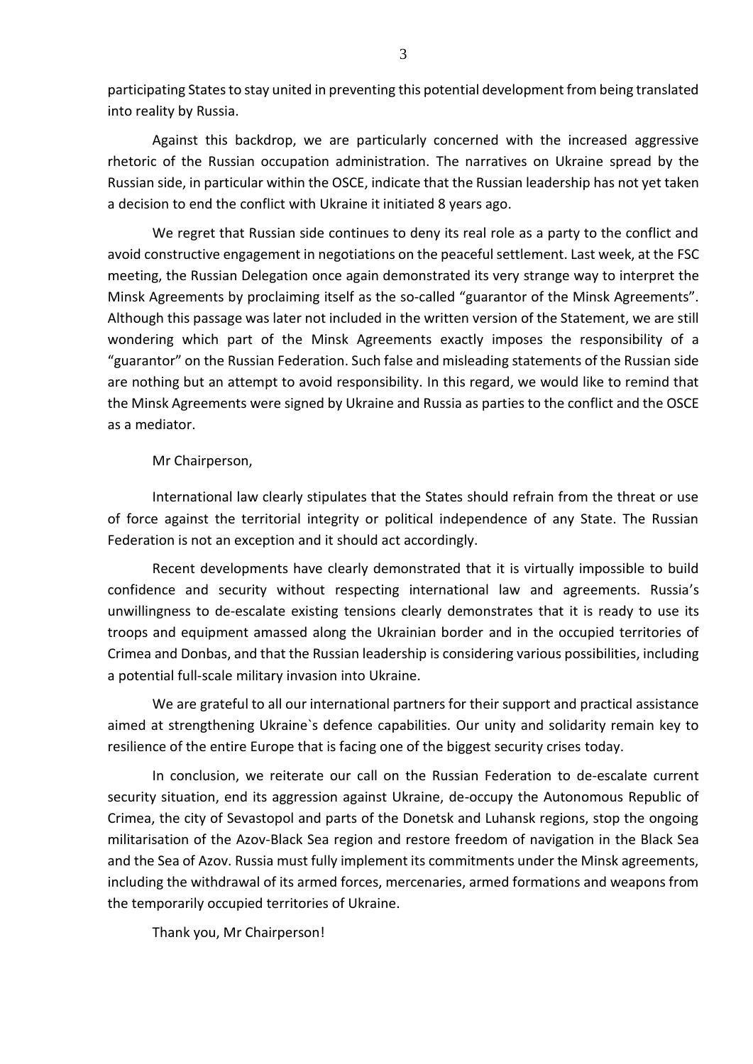participating States to stay united in preventing this potential development from being translated into reality by Russia.

Against this backdrop, we are particularly concerned with the increased aggressive rhetoric of the Russian occupation administration. The narratives on Ukraine spread by the Russian side, in particular within the OSCE, indicate that the Russian leadership has not yet taken a decision to end the conflict with Ukraine it initiated 8 years ago.

We regret that Russian side continues to deny its real role as a party to the conflict and avoid constructive engagement in negotiations on the peaceful settlement. Last week, at the FSC meeting, the Russian Delegation once again demonstrated its very strange way to interpret the Minsk Agreements by proclaiming itself as the so-called "guarantor of the Minsk Agreements". Although this passage was later not included in the written version of the Statement, we are still wondering which part of the Minsk Agreements exactly imposes the responsibility of a "guarantor" on the Russian Federation. Such false and misleading statements of the Russian side are nothing but an attempt to avoid responsibility. In this regard, we would like to remind that the Minsk Agreements were signed by Ukraine and Russia as parties to the conflict and the OSCE as a mediator.

Mr Chairperson,

International law clearly stipulates that the States should refrain from the threat or use of force against the territorial integrity or political independence of any State. The Russian Federation is not an exception and it should act accordingly.

Recent developments have clearly demonstrated that it is virtually impossible to build confidence and security without respecting international law and agreements. Russia's unwillingness to de-escalate existing tensions clearly demonstrates that it is ready to use its troops and equipment amassed along the Ukrainian border and in the occupied territories of Crimea and Donbas, and that the Russian leadership is considering various possibilities, including a potential full-scale military invasion into Ukraine.

We are grateful to all our international partners for their support and practical assistance aimed at strengthening Ukraine`s defence capabilities. Our unity and solidarity remain key to resilience of the entire Europe that is facing one of the biggest security crises today.

In conclusion, we reiterate our call on the Russian Federation to de-escalate current security situation, end its aggression against Ukraine, de-occupy the Autonomous Republic of Crimea, the city of Sevastopol and parts of the Donetsk and Luhansk regions, stop the ongoing militarisation of the Azov-Black Sea region and restore freedom of navigation in the Black Sea and the Sea of Azov. Russia must fully implement its commitments under the Minsk agreements, including the withdrawal of its armed forces, mercenaries, armed formations and weapons from the temporarily occupied territories of Ukraine.

Thank you, Mr Chairperson!